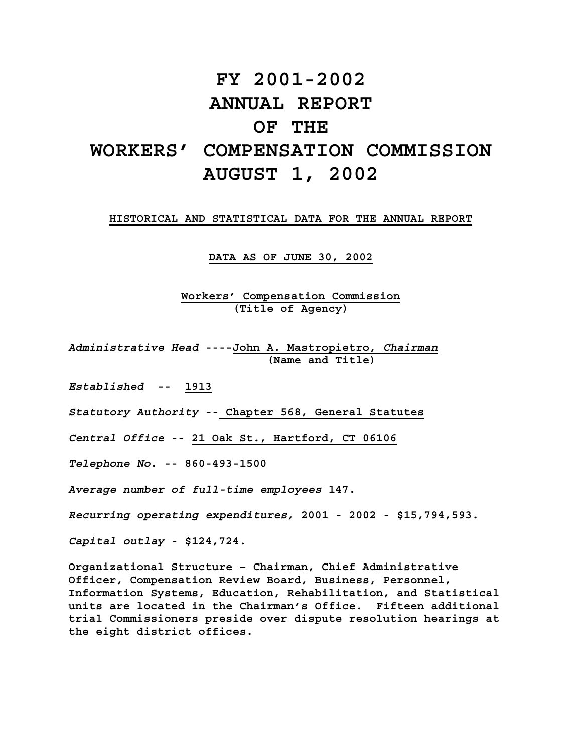# FY 2001-2002
# ANNUAL REPORT
# OF THE
# WORKERS' COMPENSATION COMMISSION
# AUGUST 1, 2002

**HISTORICAL AND STATISTICAL DATA FOR THE ANNUAL REPORT**

**DATA AS OF JUNE 30, 2002**

**Workers' Compensation Commission**
**(Title of Agency)**

*Administrative Head* ----**John A. Mastropietro, *Chairman***
**(Name and Title)**

*Established* -- **1913**

*Statutory Authority* -- **Chapter 568, General Statutes**

*Central Office* -- **21 Oak St., Hartford, CT 06106**

*Telephone No.* -- **860-493-1500**

*Average number of full-time employees* **147.**

*Recurring operating expenditures,* **2001 - 2002 - $15,794,593.**

*Capital outlay* - **$124,724.**

**Organizational Structure – Chairman, Chief Administrative Officer, Compensation Review Board, Business, Personnel, Information Systems, Education, Rehabilitation, and Statistical units are located in the Chairman's Office. Fifteen additional trial Commissioners preside over dispute resolution hearings at the eight district offices.**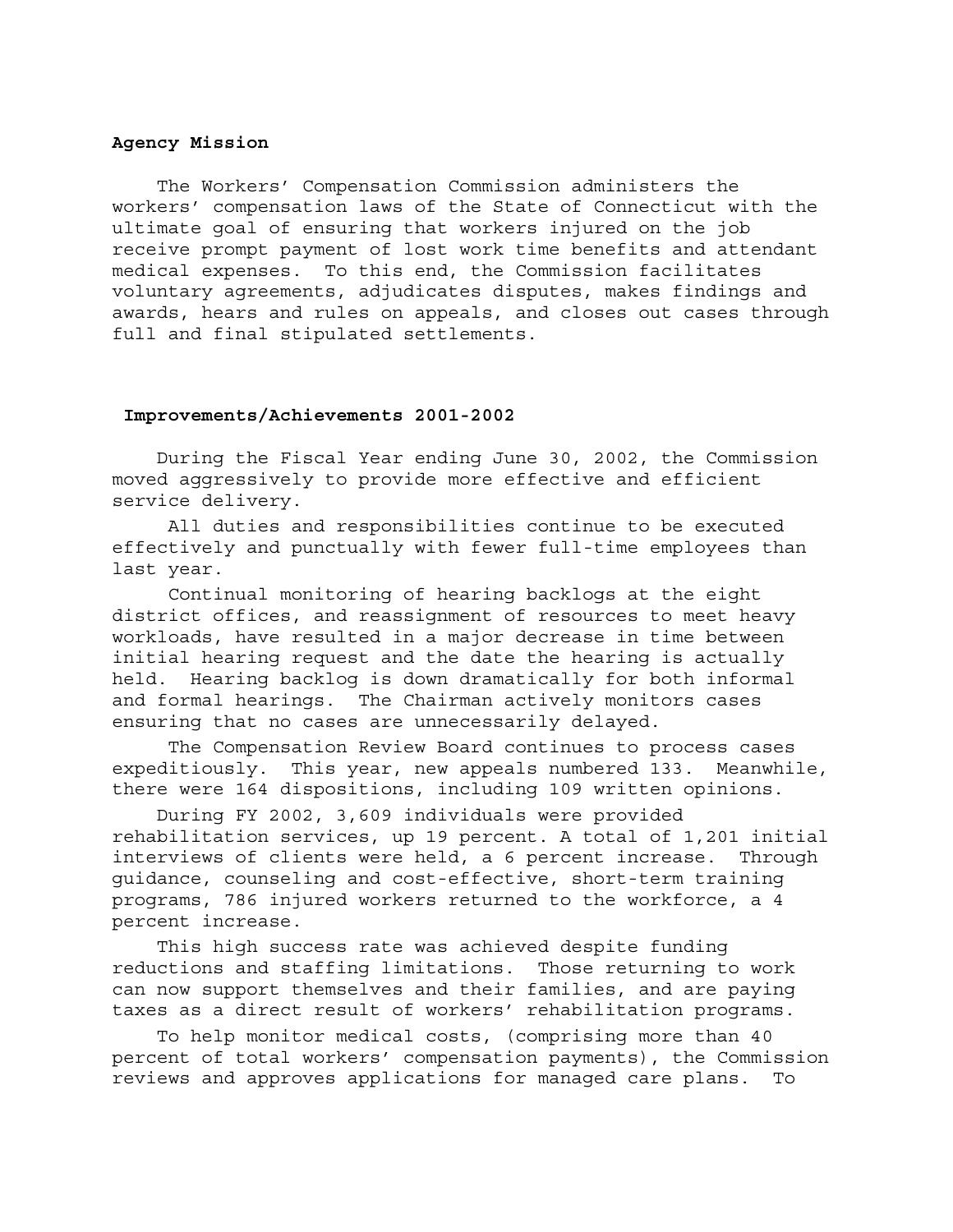**Agency Mission**

The Workers' Compensation Commission administers the workers' compensation laws of the State of Connecticut with the ultimate goal of ensuring that workers injured on the job receive prompt payment of lost work time benefits and attendant medical expenses. To this end, the Commission facilitates voluntary agreements, adjudicates disputes, makes findings and awards, hears and rules on appeals, and closes out cases through full and final stipulated settlements.

**Improvements/Achievements 2001-2002**

During the Fiscal Year ending June 30, 2002, the Commission moved aggressively to provide more effective and efficient service delivery.

All duties and responsibilities continue to be executed effectively and punctually with fewer full-time employees than last year.

Continual monitoring of hearing backlogs at the eight district offices, and reassignment of resources to meet heavy workloads, have resulted in a major decrease in time between initial hearing request and the date the hearing is actually held. Hearing backlog is down dramatically for both informal and formal hearings. The Chairman actively monitors cases ensuring that no cases are unnecessarily delayed.

The Compensation Review Board continues to process cases expeditiously. This year, new appeals numbered 133. Meanwhile, there were 164 dispositions, including 109 written opinions.

During FY 2002, 3,609 individuals were provided rehabilitation services, up 19 percent. A total of 1,201 initial interviews of clients were held, a 6 percent increase. Through guidance, counseling and cost-effective, short-term training programs, 786 injured workers returned to the workforce, a 4 percent increase.

This high success rate was achieved despite funding reductions and staffing limitations. Those returning to work can now support themselves and their families, and are paying taxes as a direct result of workers' rehabilitation programs.

To help monitor medical costs, (comprising more than 40 percent of total workers' compensation payments), the Commission reviews and approves applications for managed care plans. To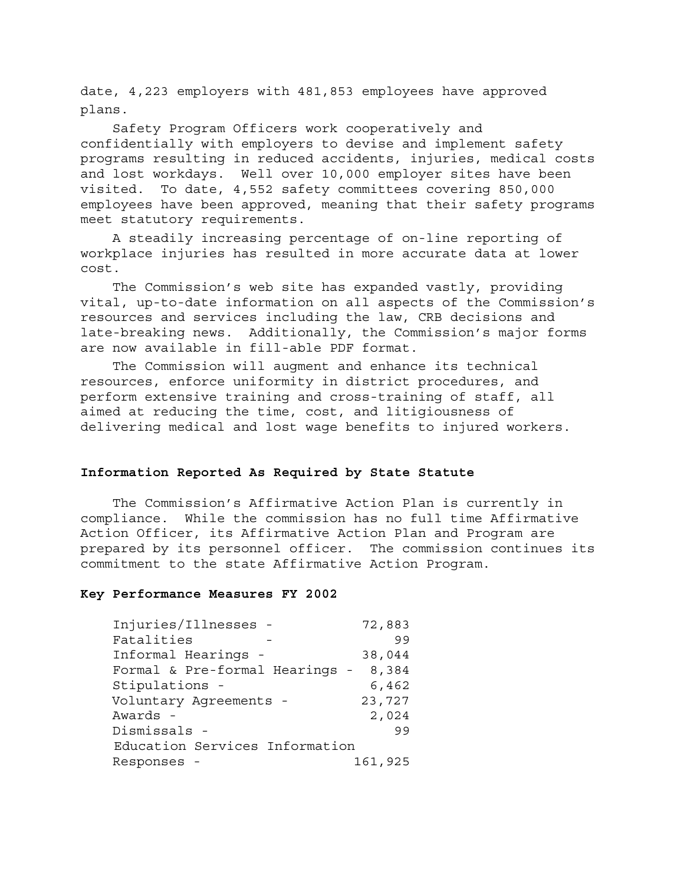date, 4,223 employers with 481,853 employees have approved plans.

Safety Program Officers work cooperatively and confidentially with employers to devise and implement safety programs resulting in reduced accidents, injuries, medical costs and lost workdays. Well over 10,000 employer sites have been visited. To date, 4,552 safety committees covering 850,000 employees have been approved, meaning that their safety programs meet statutory requirements.

A steadily increasing percentage of on-line reporting of workplace injuries has resulted in more accurate data at lower cost.

The Commission's web site has expanded vastly, providing vital, up-to-date information on all aspects of the Commission's resources and services including the law, CRB decisions and late-breaking news. Additionally, the Commission's major forms are now available in fill-able PDF format.

The Commission will augment and enhance its technical resources, enforce uniformity in district procedures, and perform extensive training and cross-training of staff, all aimed at reducing the time, cost, and litigiousness of delivering medical and lost wage benefits to injured workers.

**Information Reported As Required by State Statute**

The Commission's Affirmative Action Plan is currently in compliance. While the commission has no full time Affirmative Action Officer, its Affirmative Action Plan and Program are prepared by its personnel officer. The commission continues its commitment to the state Affirmative Action Program.

**Key Performance Measures FY 2002**

| | |
|---|---|
| Injuries/Illnesses - | 72,883 |
| Fatalities - | 99 |
| Informal Hearings - | 38,044 |
| Formal & Pre-formal Hearings - | 8,384 |
| Stipulations - | 6,462 |
| Voluntary Agreements - | 23,727 |
| Awards - | 2,024 |
| Dismissals - | 99 |
| Education Services Information Responses - | 161,925 |